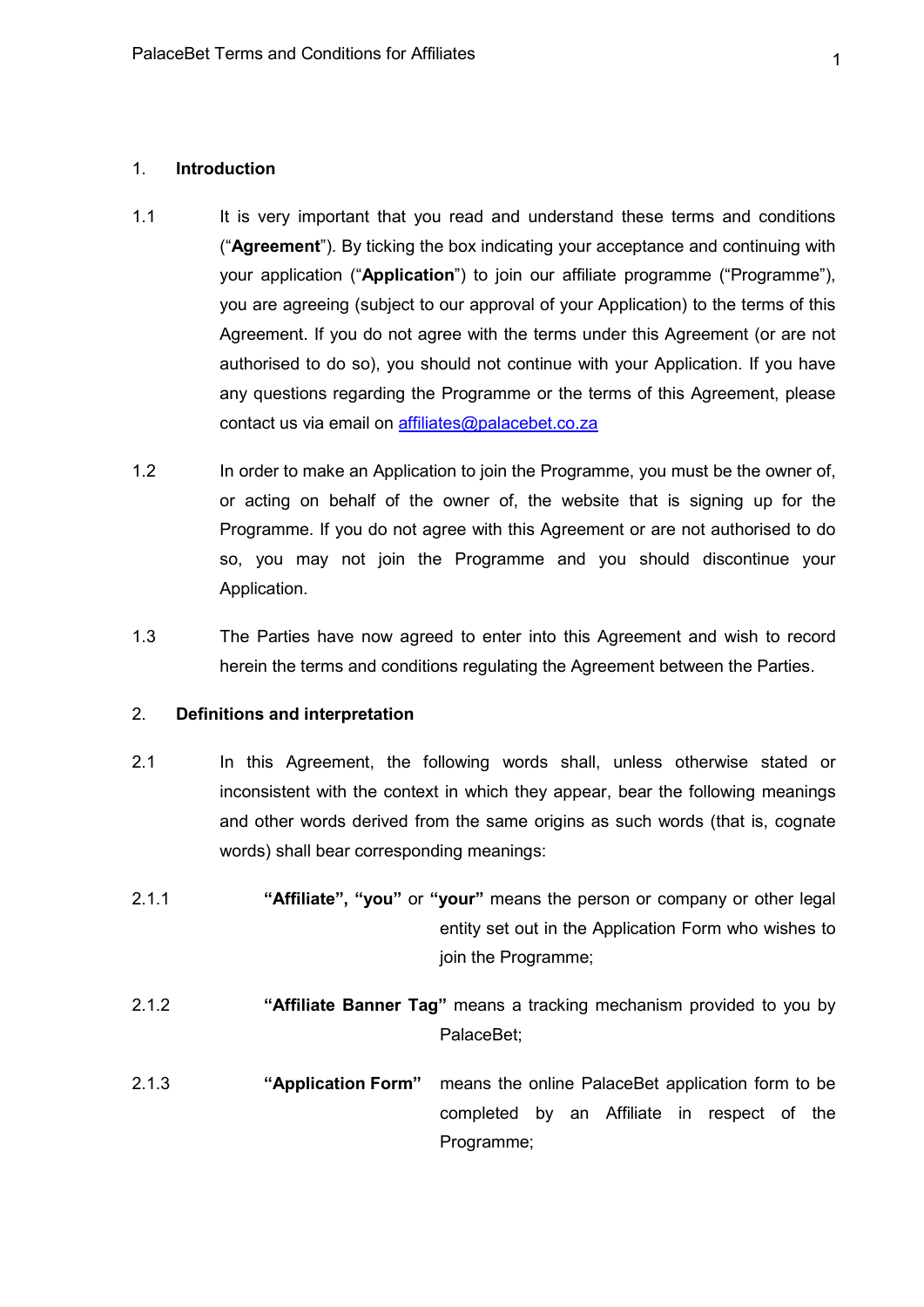## 1. Introduction

1.1 It is very important that you read and understand these terms and conditions ("**Agreement**"). By ticking the box indicating your acceptance and continuing with your application ("**Application**") to join our affiliate programme ("Programme"), you are agreeing (subject to our approval of your Application) to the terms of this Agreement. If you do not agree with the terms under this Agreement (or are not authorised to do so), you should not continue with your Application. If you have any questions regarding the Programme or the terms of this Agreement, please contact us via email on affiliates@palacebet.co.za

1.2 In order to make an Application to join the Programme, you must be the owner of, or acting on behalf of the owner of, the website that is signing up for the Programme. If you do not agree with this Agreement or are not authorised to do so, you may not join the Programme and you should discontinue your Application.

1.3 The Parties have now agreed to enter into this Agreement and wish to record herein the terms and conditions regulating the Agreement between the Parties.

## 2. Definitions and interpretation

2.1 In this Agreement, the following words shall, unless otherwise stated or inconsistent with the context in which they appear, bear the following meanings and other words derived from the same origins as such words (that is, cognate words) shall bear corresponding meanings:

2.1.1 **"Affiliate", "you"** or **"your"** means the person or company or other legal entity set out in the Application Form who wishes to join the Programme;

2.1.2 **"Affiliate Banner Tag"** means a tracking mechanism provided to you by PalaceBet;

2.1.3 **"Application Form"** means the online PalaceBet application form to be completed by an Affiliate in respect of the Programme;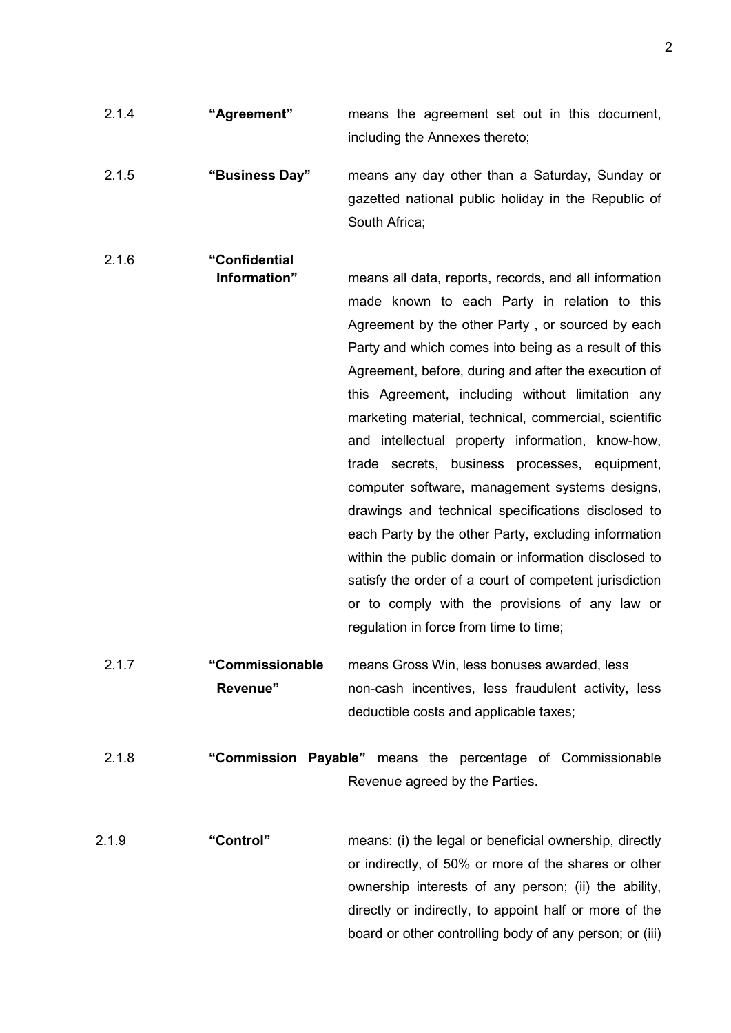2.1.4 **"Agreement"** means the agreement set out in this document, including the Annexes thereto;

2.1.5 **"Business Day"** means any day other than a Saturday, Sunday or gazetted national public holiday in the Republic of South Africa;

2.1.6 **"Confidential Information"** means all data, reports, records, and all information made known to each Party in relation to this Agreement by the other Party , or sourced by each Party and which comes into being as a result of this Agreement, before, during and after the execution of this Agreement, including without limitation any marketing material, technical, commercial, scientific and intellectual property information, know-how, trade secrets, business processes, equipment, computer software, management systems designs, drawings and technical specifications disclosed to each Party by the other Party, excluding information within the public domain or information disclosed to satisfy the order of a court of competent jurisdiction or to comply with the provisions of any law or regulation in force from time to time;

2.1.7 **"Commissionable Revenue"** means Gross Win, less bonuses awarded, less non-cash incentives, less fraudulent activity, less deductible costs and applicable taxes;

2.1.8 **"Commission Payable"** means the percentage of Commissionable Revenue agreed by the Parties.

2.1.9 **"Control"** means: (i) the legal or beneficial ownership, directly or indirectly, of 50% or more of the shares or other ownership interests of any person; (ii) the ability, directly or indirectly, to appoint half or more of the board or other controlling body of any person; or (iii)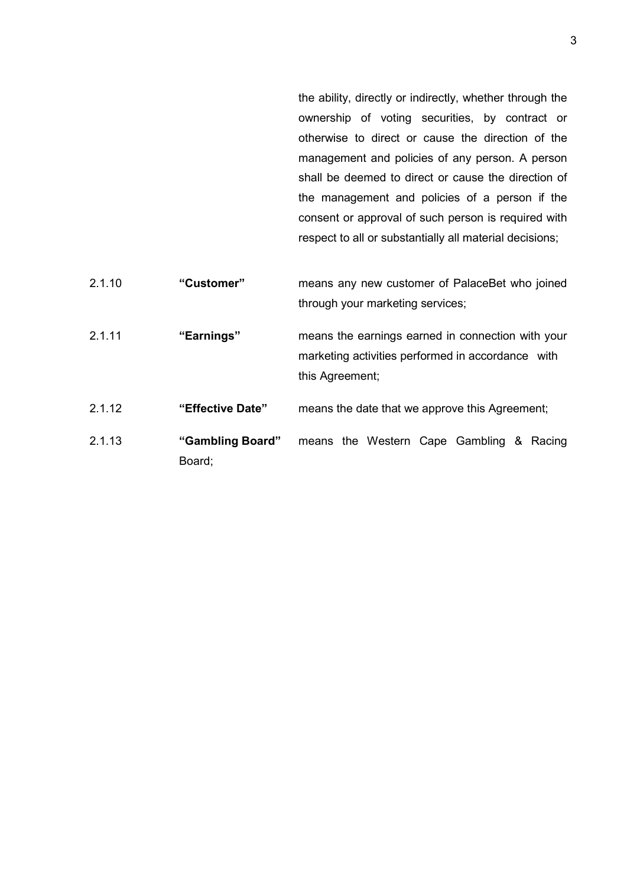the ability, directly or indirectly, whether through the ownership of voting securities, by contract or otherwise to direct or cause the direction of the management and policies of any person. A person shall be deemed to direct or cause the direction of the management and policies of a person if the consent or approval of such person is required with respect to all or substantially all material decisions;

2.1.10 **"Customer"** means any new customer of PalaceBet who joined through your marketing services;

2.1.11 **"Earnings"** means the earnings earned in connection with your marketing activities performed in accordance with this Agreement;

2.1.12 **"Effective Date"** means the date that we approve this Agreement;

2.1.13 **"Gambling Board"** means the Western Cape Gambling & Racing Board;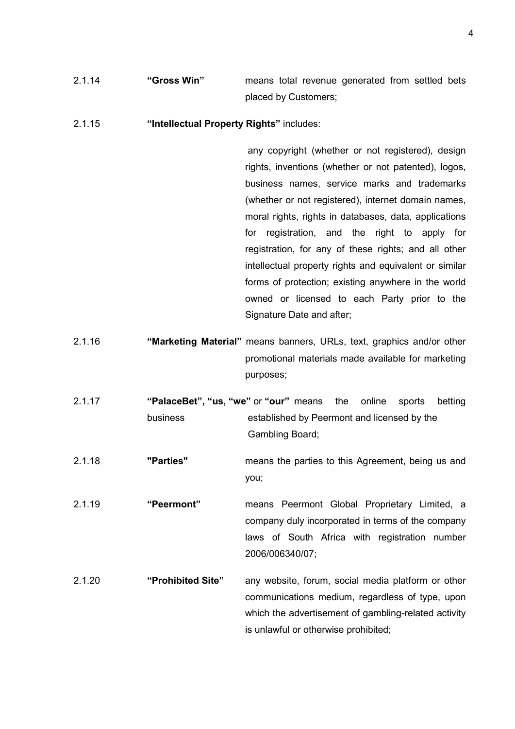2.1.14 **"Gross Win"** means total revenue generated from settled bets placed by Customers;

2.1.15 **"Intellectual Property Rights"** includes:

any copyright (whether or not registered), design rights, inventions (whether or not patented), logos, business names, service marks and trademarks (whether or not registered), internet domain names, moral rights, rights in databases, data, applications for registration, and the right to apply for registration, for any of these rights; and all other intellectual property rights and equivalent or similar forms of protection; existing anywhere in the world owned or licensed to each Party prior to the Signature Date and after;

2.1.16 **"Marketing Material"** means banners, URLs, text, graphics and/or other promotional materials made available for marketing purposes;

2.1.17 **"PalaceBet", "us, "we"** or **"our"** means the online sports betting business established by Peermont and licensed by the Gambling Board;

2.1.18 **"Parties"** means the parties to this Agreement, being us and you;

2.1.19 **"Peermont"** means Peermont Global Proprietary Limited, a company duly incorporated in terms of the company laws of South Africa with registration number 2006/006340/07;

2.1.20 **"Prohibited Site"** any website, forum, social media platform or other communications medium, regardless of type, upon which the advertisement of gambling-related activity is unlawful or otherwise prohibited;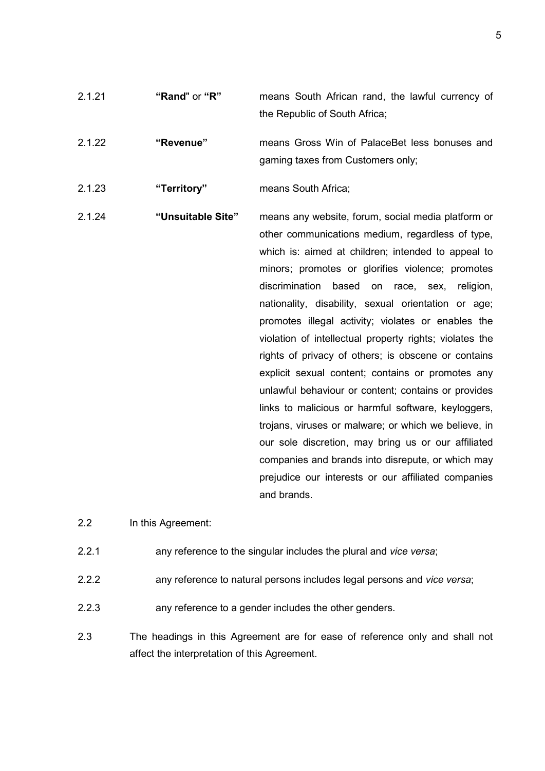2.1.21 **"Rand"** or **"R"** means South African rand, the lawful currency of the Republic of South Africa;

2.1.22 **"Revenue"** means Gross Win of PalaceBet less bonuses and gaming taxes from Customers only;

2.1.23 **"Territory"** means South Africa;

2.1.24 **"Unsuitable Site"** means any website, forum, social media platform or other communications medium, regardless of type, which is: aimed at children; intended to appeal to minors; promotes or glorifies violence; promotes discrimination based on race, sex, religion, nationality, disability, sexual orientation or age; promotes illegal activity; violates or enables the violation of intellectual property rights; violates the rights of privacy of others; is obscene or contains explicit sexual content; contains or promotes any unlawful behaviour or content; contains or provides links to malicious or harmful software, keyloggers, trojans, viruses or malware; or which we believe, in our sole discretion, may bring us or our affiliated companies and brands into disrepute, or which may prejudice our interests or our affiliated companies and brands.

2.2 In this Agreement:

2.2.1 any reference to the singular includes the plural and *vice versa*;

2.2.2 any reference to natural persons includes legal persons and *vice versa*;

2.2.3 any reference to a gender includes the other genders.

2.3 The headings in this Agreement are for ease of reference only and shall not affect the interpretation of this Agreement.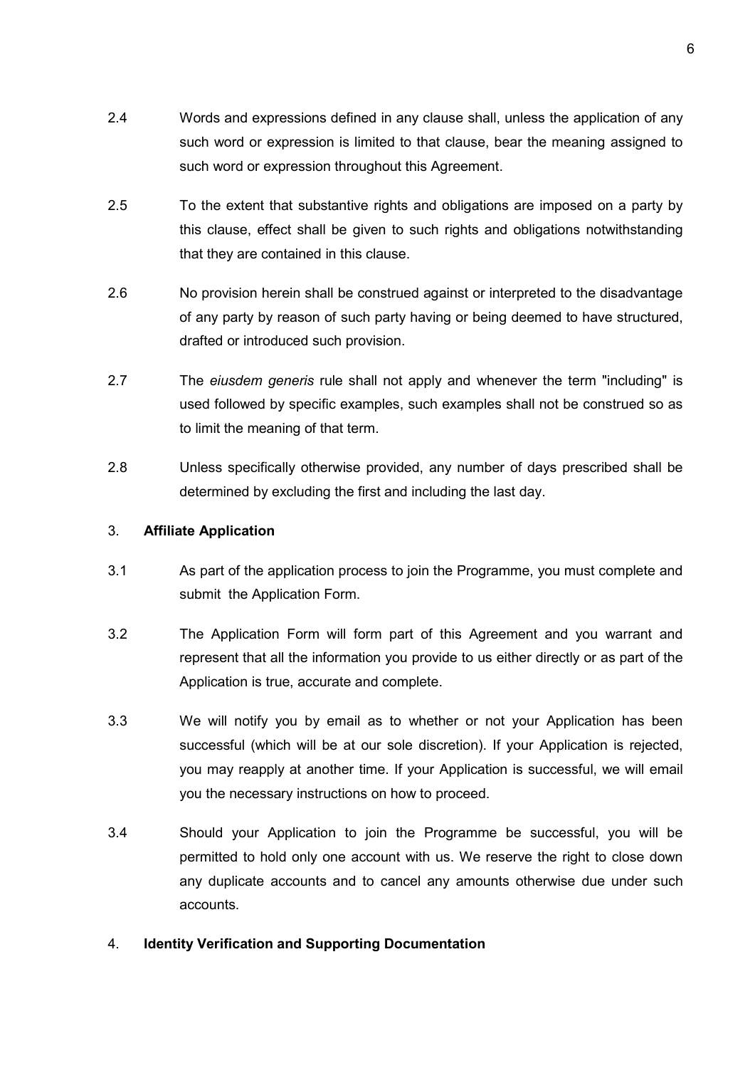2.4 Words and expressions defined in any clause shall, unless the application of any such word or expression is limited to that clause, bear the meaning assigned to such word or expression throughout this Agreement.

2.5 To the extent that substantive rights and obligations are imposed on a party by this clause, effect shall be given to such rights and obligations notwithstanding that they are contained in this clause.

2.6 No provision herein shall be construed against or interpreted to the disadvantage of any party by reason of such party having or being deemed to have structured, drafted or introduced such provision.

2.7 The *eiusdem generis* rule shall not apply and whenever the term "including" is used followed by specific examples, such examples shall not be construed so as to limit the meaning of that term.

2.8 Unless specifically otherwise provided, any number of days prescribed shall be determined by excluding the first and including the last day.

## 3. **Affiliate Application**

3.1 As part of the application process to join the Programme, you must complete and submit the Application Form.

3.2 The Application Form will form part of this Agreement and you warrant and represent that all the information you provide to us either directly or as part of the Application is true, accurate and complete.

3.3 We will notify you by email as to whether or not your Application has been successful (which will be at our sole discretion). If your Application is rejected, you may reapply at another time. If your Application is successful, we will email you the necessary instructions on how to proceed.

3.4 Should your Application to join the Programme be successful, you will be permitted to hold only one account with us. We reserve the right to close down any duplicate accounts and to cancel any amounts otherwise due under such accounts.

## 4. **Identity Verification and Supporting Documentation**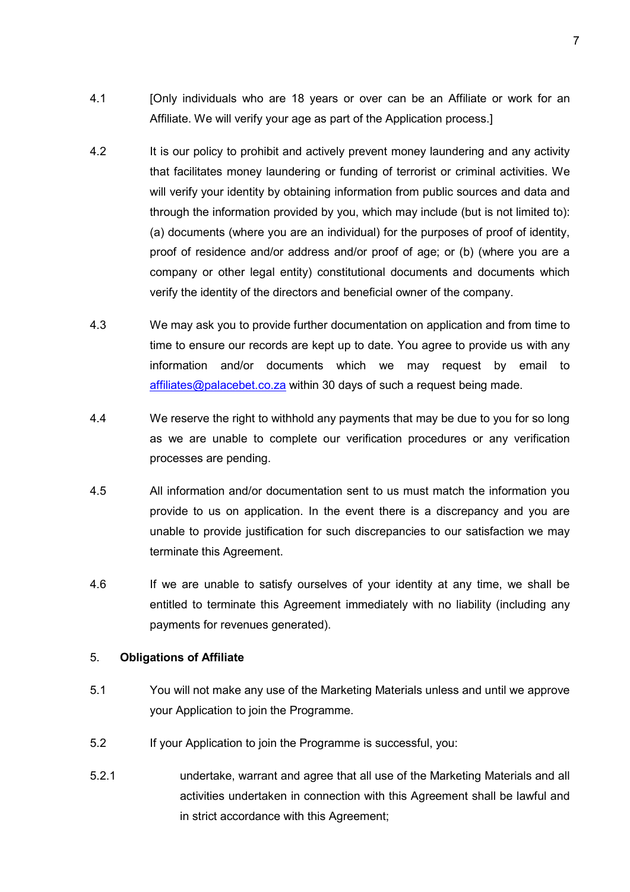4.1 [Only individuals who are 18 years or over can be an Affiliate or work for an Affiliate. We will verify your age as part of the Application process.]

4.2 It is our policy to prohibit and actively prevent money laundering and any activity that facilitates money laundering or funding of terrorist or criminal activities. We will verify your identity by obtaining information from public sources and data and through the information provided by you, which may include (but is not limited to): (a) documents (where you are an individual) for the purposes of proof of identity, proof of residence and/or address and/or proof of age; or (b) (where you are a company or other legal entity) constitutional documents and documents which verify the identity of the directors and beneficial owner of the company.

4.3 We may ask you to provide further documentation on application and from time to time to ensure our records are kept up to date. You agree to provide us with any information and/or documents which we may request by email to [affiliates@palacebet.co.za](mailto:affiliates@palacebet.co.za) within 30 days of such a request being made.

4.4 We reserve the right to withhold any payments that may be due to you for so long as we are unable to complete our verification procedures or any verification processes are pending.

4.5 All information and/or documentation sent to us must match the information you provide to us on application. In the event there is a discrepancy and you are unable to provide justification for such discrepancies to our satisfaction we may terminate this Agreement.

4.6 If we are unable to satisfy ourselves of your identity at any time, we shall be entitled to terminate this Agreement immediately with no liability (including any payments for revenues generated).

5. **Obligations of Affiliate**

5.1 You will not make any use of the Marketing Materials unless and until we approve your Application to join the Programme.

5.2 If your Application to join the Programme is successful, you:

5.2.1 undertake, warrant and agree that all use of the Marketing Materials and all activities undertaken in connection with this Agreement shall be lawful and in strict accordance with this Agreement;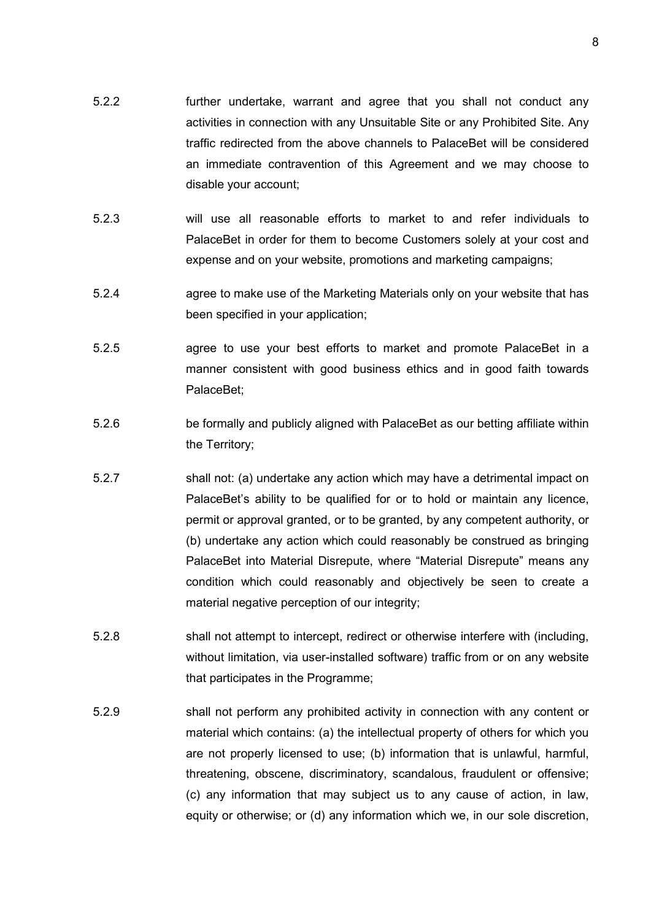5.2.2 further undertake, warrant and agree that you shall not conduct any activities in connection with any Unsuitable Site or any Prohibited Site. Any traffic redirected from the above channels to PalaceBet will be considered an immediate contravention of this Agreement and we may choose to disable your account;

5.2.3 will use all reasonable efforts to market to and refer individuals to PalaceBet in order for them to become Customers solely at your cost and expense and on your website, promotions and marketing campaigns;

5.2.4 agree to make use of the Marketing Materials only on your website that has been specified in your application;

5.2.5 agree to use your best efforts to market and promote PalaceBet in a manner consistent with good business ethics and in good faith towards PalaceBet;

5.2.6 be formally and publicly aligned with PalaceBet as our betting affiliate within the Territory;

5.2.7 shall not: (a) undertake any action which may have a detrimental impact on PalaceBet's ability to be qualified for or to hold or maintain any licence, permit or approval granted, or to be granted, by any competent authority, or (b) undertake any action which could reasonably be construed as bringing PalaceBet into Material Disrepute, where "Material Disrepute" means any condition which could reasonably and objectively be seen to create a material negative perception of our integrity;

5.2.8 shall not attempt to intercept, redirect or otherwise interfere with (including, without limitation, via user-installed software) traffic from or on any website that participates in the Programme;

5.2.9 shall not perform any prohibited activity in connection with any content or material which contains: (a) the intellectual property of others for which you are not properly licensed to use; (b) information that is unlawful, harmful, threatening, obscene, discriminatory, scandalous, fraudulent or offensive; (c) any information that may subject us to any cause of action, in law, equity or otherwise; or (d) any information which we, in our sole discretion,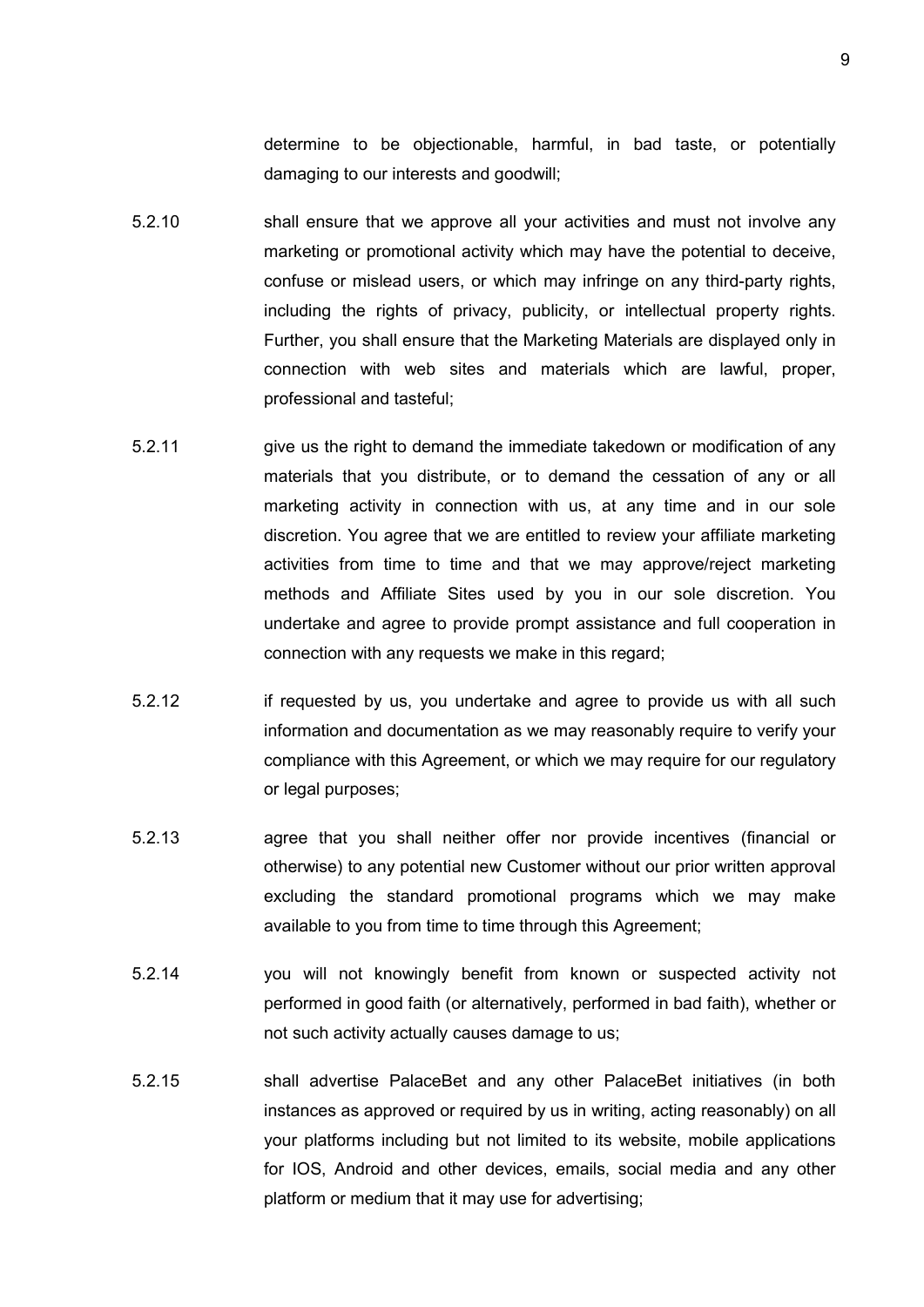determine to be objectionable, harmful, in bad taste, or potentially damaging to our interests and goodwill;

5.2.10 shall ensure that we approve all your activities and must not involve any marketing or promotional activity which may have the potential to deceive, confuse or mislead users, or which may infringe on any third-party rights, including the rights of privacy, publicity, or intellectual property rights. Further, you shall ensure that the Marketing Materials are displayed only in connection with web sites and materials which are lawful, proper, professional and tasteful;

5.2.11 give us the right to demand the immediate takedown or modification of any materials that you distribute, or to demand the cessation of any or all marketing activity in connection with us, at any time and in our sole discretion. You agree that we are entitled to review your affiliate marketing activities from time to time and that we may approve/reject marketing methods and Affiliate Sites used by you in our sole discretion. You undertake and agree to provide prompt assistance and full cooperation in connection with any requests we make in this regard;

5.2.12 if requested by us, you undertake and agree to provide us with all such information and documentation as we may reasonably require to verify your compliance with this Agreement, or which we may require for our regulatory or legal purposes;

5.2.13 agree that you shall neither offer nor provide incentives (financial or otherwise) to any potential new Customer without our prior written approval excluding the standard promotional programs which we may make available to you from time to time through this Agreement;

5.2.14 you will not knowingly benefit from known or suspected activity not performed in good faith (or alternatively, performed in bad faith), whether or not such activity actually causes damage to us;

5.2.15 shall advertise PalaceBet and any other PalaceBet initiatives (in both instances as approved or required by us in writing, acting reasonably) on all your platforms including but not limited to its website, mobile applications for IOS, Android and other devices, emails, social media and any other platform or medium that it may use for advertising;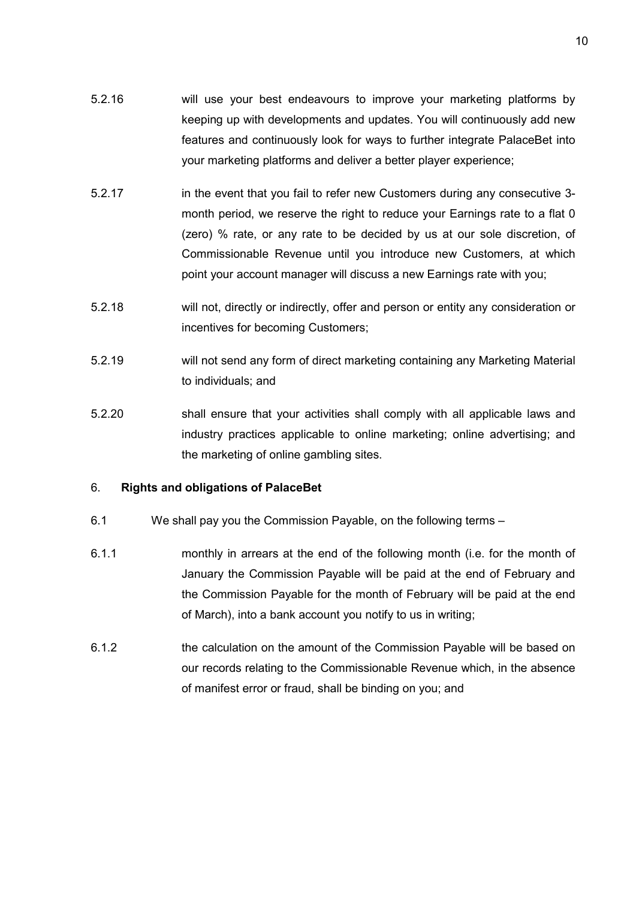5.2.16 will use your best endeavours to improve your marketing platforms by keeping up with developments and updates. You will continuously add new features and continuously look for ways to further integrate PalaceBet into your marketing platforms and deliver a better player experience;

5.2.17 in the event that you fail to refer new Customers during any consecutive 3-month period, we reserve the right to reduce your Earnings rate to a flat 0 (zero) % rate, or any rate to be decided by us at our sole discretion, of Commissionable Revenue until you introduce new Customers, at which point your account manager will discuss a new Earnings rate with you;

5.2.18 will not, directly or indirectly, offer and person or entity any consideration or incentives for becoming Customers;

5.2.19 will not send any form of direct marketing containing any Marketing Material to individuals; and

5.2.20 shall ensure that your activities shall comply with all applicable laws and industry practices applicable to online marketing; online advertising; and the marketing of online gambling sites.

## 6. **Rights and obligations of PalaceBet**

6.1 We shall pay you the Commission Payable, on the following terms –

6.1.1 monthly in arrears at the end of the following month (i.e. for the month of January the Commission Payable will be paid at the end of February and the Commission Payable for the month of February will be paid at the end of March), into a bank account you notify to us in writing;

6.1.2 the calculation on the amount of the Commission Payable will be based on our records relating to the Commissionable Revenue which, in the absence of manifest error or fraud, shall be binding on you; and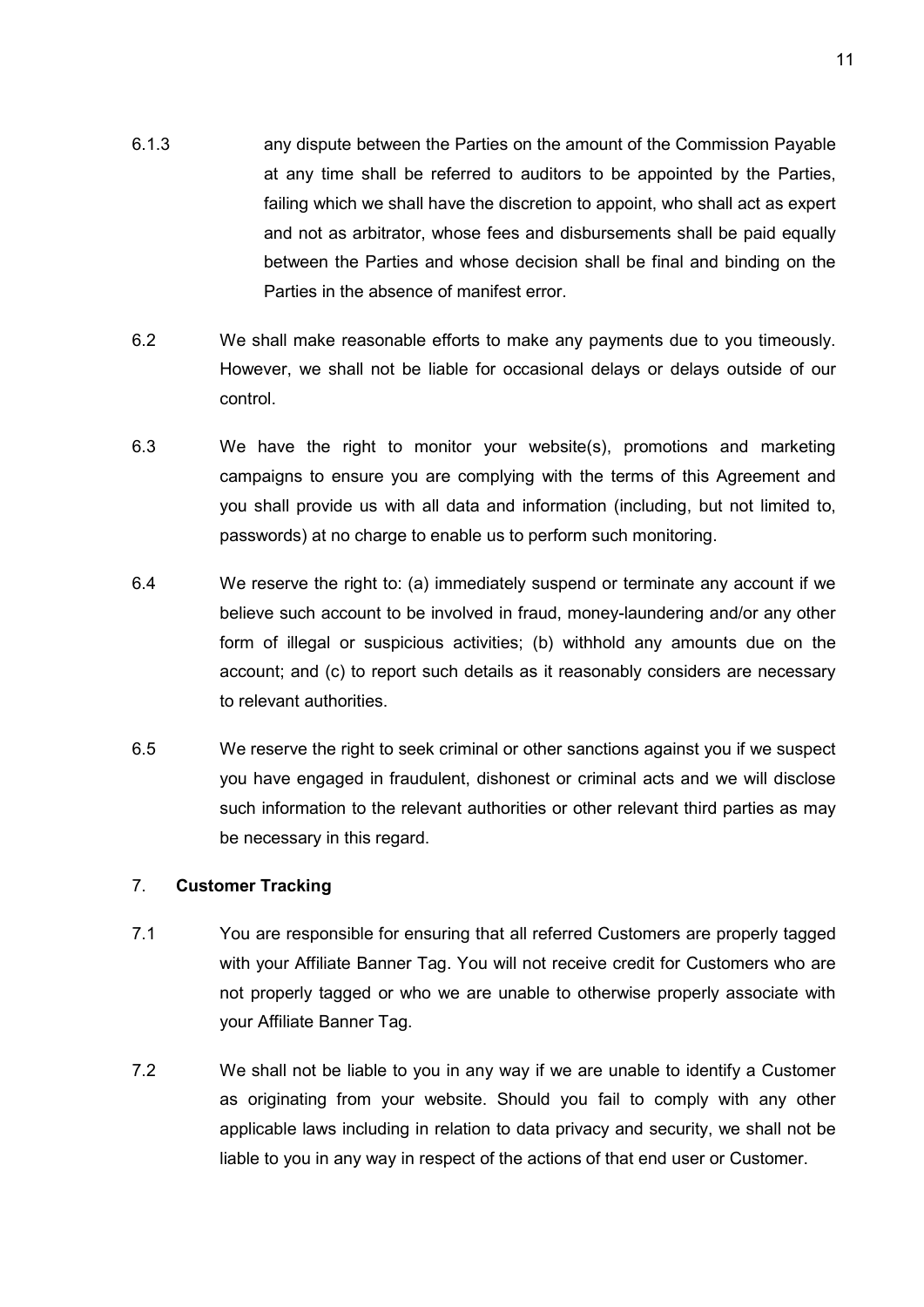6.1.3 any dispute between the Parties on the amount of the Commission Payable at any time shall be referred to auditors to be appointed by the Parties, failing which we shall have the discretion to appoint, who shall act as expert and not as arbitrator, whose fees and disbursements shall be paid equally between the Parties and whose decision shall be final and binding on the Parties in the absence of manifest error.

6.2 We shall make reasonable efforts to make any payments due to you timeously. However, we shall not be liable for occasional delays or delays outside of our control.

6.3 We have the right to monitor your website(s), promotions and marketing campaigns to ensure you are complying with the terms of this Agreement and you shall provide us with all data and information (including, but not limited to, passwords) at no charge to enable us to perform such monitoring.

6.4 We reserve the right to: (a) immediately suspend or terminate any account if we believe such account to be involved in fraud, money-laundering and/or any other form of illegal or suspicious activities; (b) withhold any amounts due on the account; and (c) to report such details as it reasonably considers are necessary to relevant authorities.

6.5 We reserve the right to seek criminal or other sanctions against you if we suspect you have engaged in fraudulent, dishonest or criminal acts and we will disclose such information to the relevant authorities or other relevant third parties as may be necessary in this regard.

## 7. **Customer Tracking**

7.1 You are responsible for ensuring that all referred Customers are properly tagged with your Affiliate Banner Tag. You will not receive credit for Customers who are not properly tagged or who we are unable to otherwise properly associate with your Affiliate Banner Tag.

7.2 We shall not be liable to you in any way if we are unable to identify a Customer as originating from your website. Should you fail to comply with any other applicable laws including in relation to data privacy and security, we shall not be liable to you in any way in respect of the actions of that end user or Customer.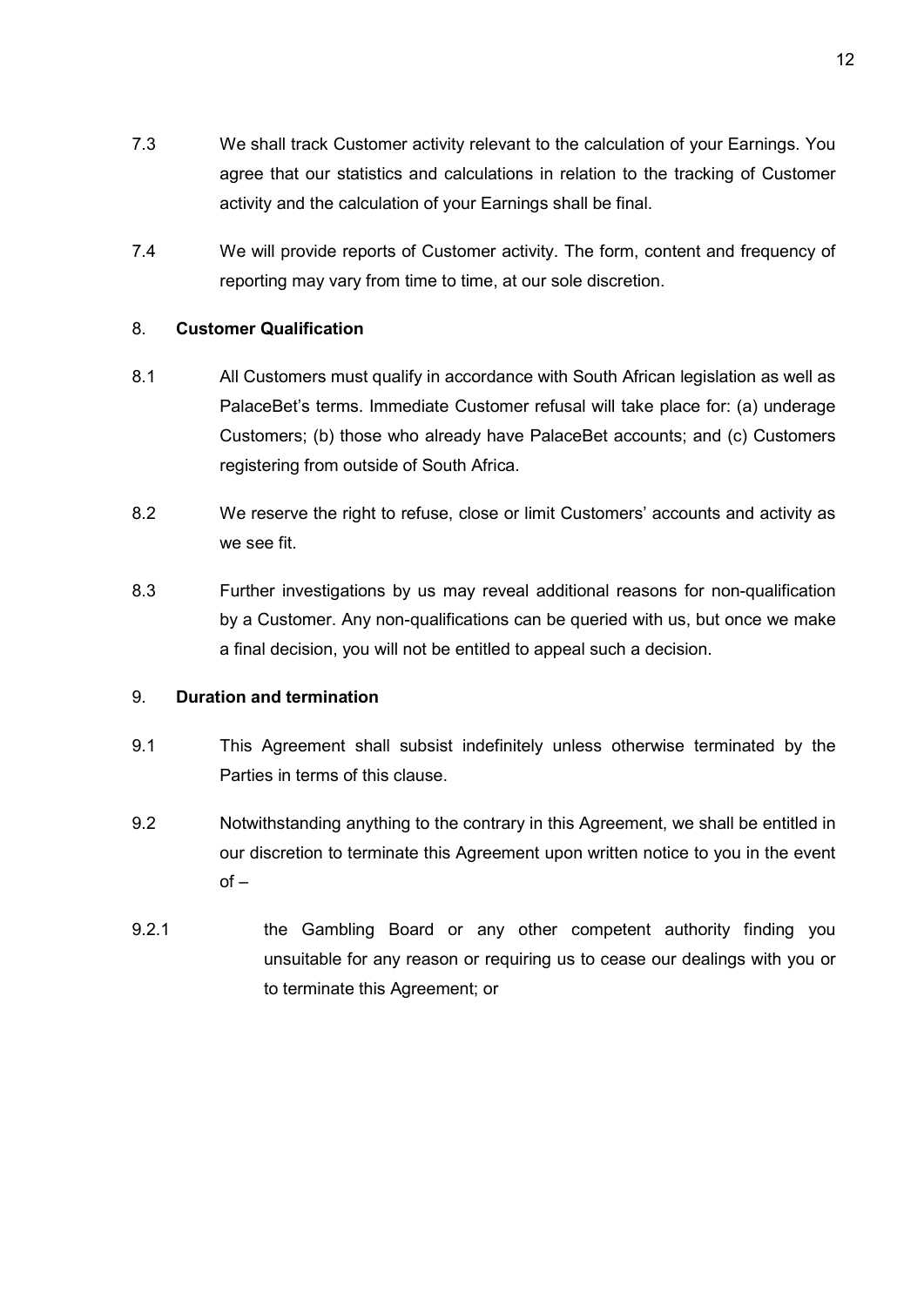7.3 We shall track Customer activity relevant to the calculation of your Earnings. You agree that our statistics and calculations in relation to the tracking of Customer activity and the calculation of your Earnings shall be final.

7.4 We will provide reports of Customer activity. The form, content and frequency of reporting may vary from time to time, at our sole discretion.

## 8. Customer Qualification

8.1 All Customers must qualify in accordance with South African legislation as well as PalaceBet's terms. Immediate Customer refusal will take place for: (a) underage Customers; (b) those who already have PalaceBet accounts; and (c) Customers registering from outside of South Africa.

8.2 We reserve the right to refuse, close or limit Customers' accounts and activity as we see fit.

8.3 Further investigations by us may reveal additional reasons for non-qualification by a Customer. Any non-qualifications can be queried with us, but once we make a final decision, you will not be entitled to appeal such a decision.

## 9. Duration and termination

9.1 This Agreement shall subsist indefinitely unless otherwise terminated by the Parties in terms of this clause.

9.2 Notwithstanding anything to the contrary in this Agreement, we shall be entitled in our discretion to terminate this Agreement upon written notice to you in the event of –

9.2.1 the Gambling Board or any other competent authority finding you unsuitable for any reason or requiring us to cease our dealings with you or to terminate this Agreement; or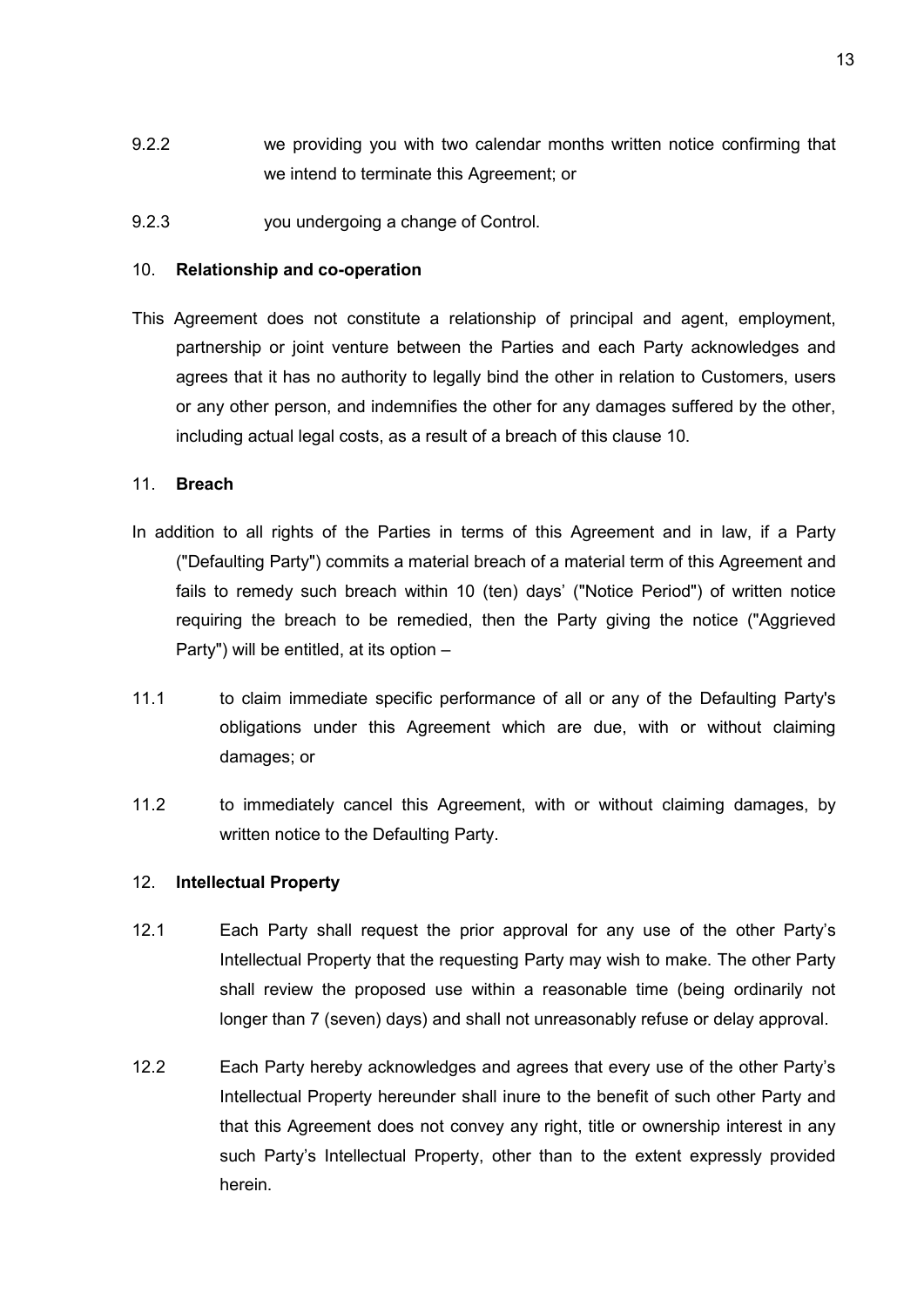9.2.2 we providing you with two calendar months written notice confirming that we intend to terminate this Agreement; or

9.2.3 you undergoing a change of Control.

10. **Relationship and co-operation**

This Agreement does not constitute a relationship of principal and agent, employment, partnership or joint venture between the Parties and each Party acknowledges and agrees that it has no authority to legally bind the other in relation to Customers, users or any other person, and indemnifies the other for any damages suffered by the other, including actual legal costs, as a result of a breach of this clause 10.

11. **Breach**

In addition to all rights of the Parties in terms of this Agreement and in law, if a Party ("Defaulting Party") commits a material breach of a material term of this Agreement and fails to remedy such breach within 10 (ten) days' ("Notice Period") of written notice requiring the breach to be remedied, then the Party giving the notice ("Aggrieved Party") will be entitled, at its option –

11.1 to claim immediate specific performance of all or any of the Defaulting Party's obligations under this Agreement which are due, with or without claiming damages; or

11.2 to immediately cancel this Agreement, with or without claiming damages, by written notice to the Defaulting Party.

12. **Intellectual Property**

12.1 Each Party shall request the prior approval for any use of the other Party's Intellectual Property that the requesting Party may wish to make. The other Party shall review the proposed use within a reasonable time (being ordinarily not longer than 7 (seven) days) and shall not unreasonably refuse or delay approval.

12.2 Each Party hereby acknowledges and agrees that every use of the other Party's Intellectual Property hereunder shall inure to the benefit of such other Party and that this Agreement does not convey any right, title or ownership interest in any such Party's Intellectual Property, other than to the extent expressly provided herein.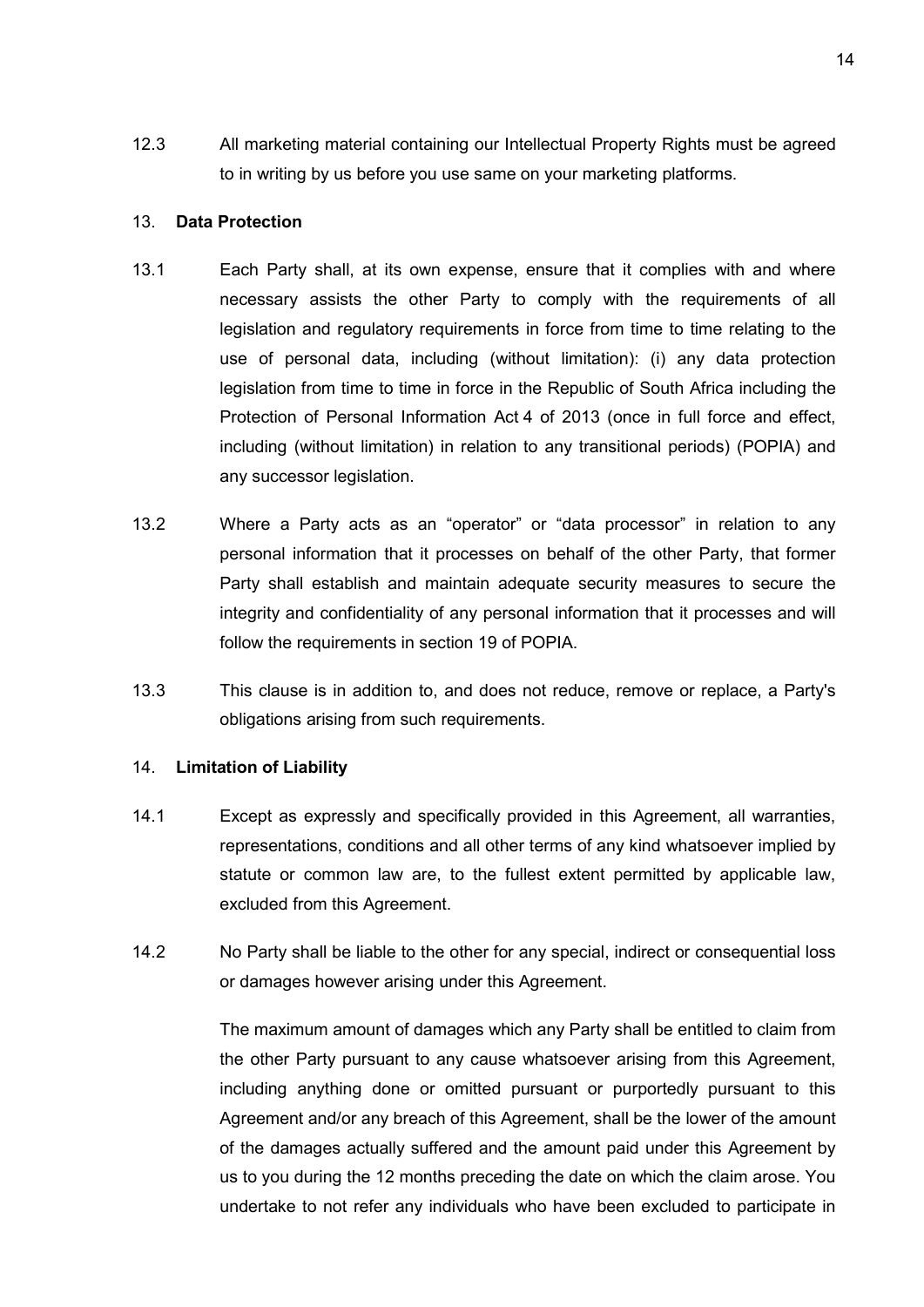12.3 All marketing material containing our Intellectual Property Rights must be agreed to in writing by us before you use same on your marketing platforms.

13. **Data Protection**

13.1 Each Party shall, at its own expense, ensure that it complies with and where necessary assists the other Party to comply with the requirements of all legislation and regulatory requirements in force from time to time relating to the use of personal data, including (without limitation): (i) any data protection legislation from time to time in force in the Republic of South Africa including the Protection of Personal Information Act 4 of 2013 (once in full force and effect, including (without limitation) in relation to any transitional periods) (POPIA) and any successor legislation.

13.2 Where a Party acts as an "operator" or "data processor" in relation to any personal information that it processes on behalf of the other Party, that former Party shall establish and maintain adequate security measures to secure the integrity and confidentiality of any personal information that it processes and will follow the requirements in section 19 of POPIA.

13.3 This clause is in addition to, and does not reduce, remove or replace, a Party's obligations arising from such requirements.

14. **Limitation of Liability**

14.1 Except as expressly and specifically provided in this Agreement, all warranties, representations, conditions and all other terms of any kind whatsoever implied by statute or common law are, to the fullest extent permitted by applicable law, excluded from this Agreement.

14.2 No Party shall be liable to the other for any special, indirect or consequential loss or damages however arising under this Agreement.

The maximum amount of damages which any Party shall be entitled to claim from the other Party pursuant to any cause whatsoever arising from this Agreement, including anything done or omitted pursuant or purportedly pursuant to this Agreement and/or any breach of this Agreement, shall be the lower of the amount of the damages actually suffered and the amount paid under this Agreement by us to you during the 12 months preceding the date on which the claim arose. You undertake to not refer any individuals who have been excluded to participate in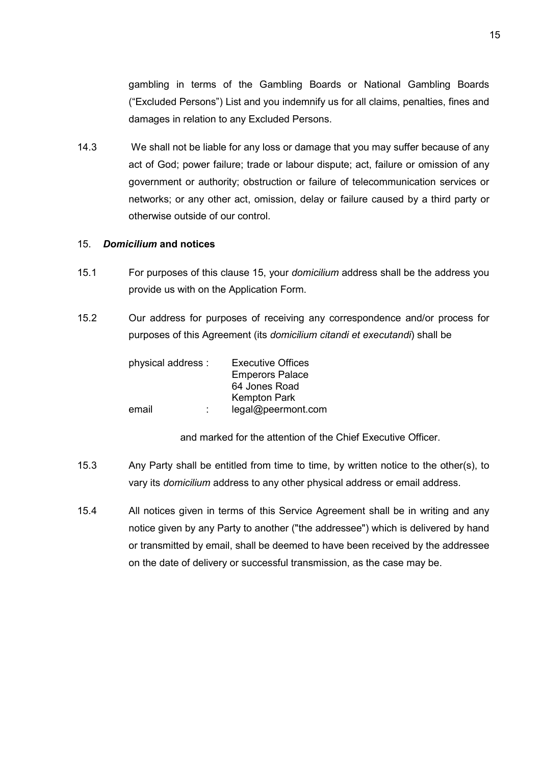gambling in terms of the Gambling Boards or National Gambling Boards ("Excluded Persons") List and you indemnify us for all claims, penalties, fines and damages in relation to any Excluded Persons.

14.3 We shall not be liable for any loss or damage that you may suffer because of any act of God; power failure; trade or labour dispute; act, failure or omission of any government or authority; obstruction or failure of telecommunication services or networks; or any other act, omission, delay or failure caused by a third party or otherwise outside of our control.

## 15. ***Domicilium* and notices**

15.1 For purposes of this clause 15, your *domicilium* address shall be the address you provide us with on the Application Form.

15.2 Our address for purposes of receiving any correspondence and/or process for purposes of this Agreement (its *domicilium citandi et executandi*) shall be

physical address : Executive Offices
Emperors Palace
64 Jones Road
Kempton Park
email : legal@peermont.com

and marked for the attention of the Chief Executive Officer.

15.3 Any Party shall be entitled from time to time, by written notice to the other(s), to vary its *domicilium* address to any other physical address or email address.

15.4 All notices given in terms of this Service Agreement shall be in writing and any notice given by any Party to another ("the addressee") which is delivered by hand or transmitted by email, shall be deemed to have been received by the addressee on the date of delivery or successful transmission, as the case may be.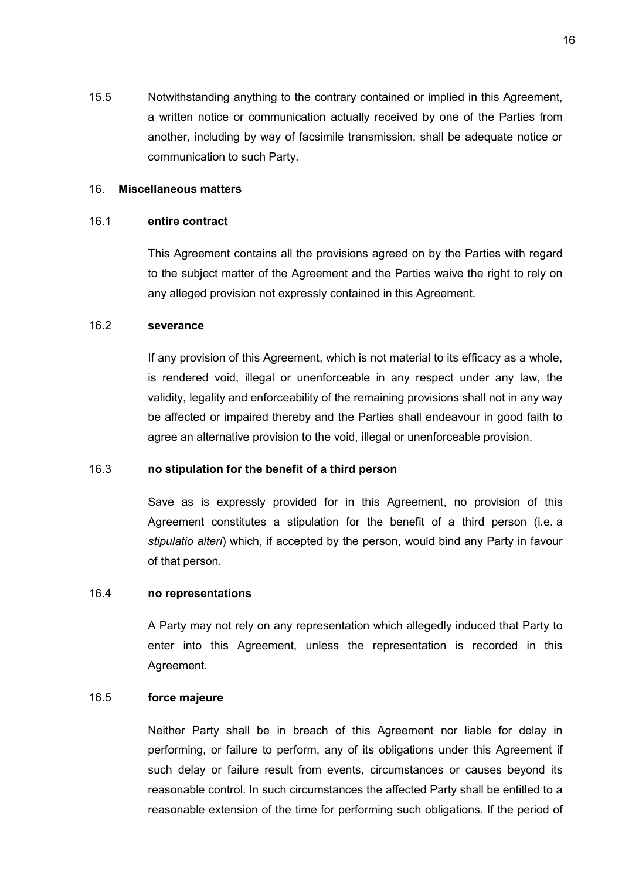15.5 Notwithstanding anything to the contrary contained or implied in this Agreement, a written notice or communication actually received by one of the Parties from another, including by way of facsimile transmission, shall be adequate notice or communication to such Party.

16. **Miscellaneous matters**

16.1 **entire contract**

This Agreement contains all the provisions agreed on by the Parties with regard to the subject matter of the Agreement and the Parties waive the right to rely on any alleged provision not expressly contained in this Agreement.

16.2 **severance**

If any provision of this Agreement, which is not material to its efficacy as a whole, is rendered void, illegal or unenforceable in any respect under any law, the validity, legality and enforceability of the remaining provisions shall not in any way be affected or impaired thereby and the Parties shall endeavour in good faith to agree an alternative provision to the void, illegal or unenforceable provision.

16.3 **no stipulation for the benefit of a third person**

Save as is expressly provided for in this Agreement, no provision of this Agreement constitutes a stipulation for the benefit of a third person (i.e. a *stipulatio alteri*) which, if accepted by the person, would bind any Party in favour of that person.

16.4 **no representations**

A Party may not rely on any representation which allegedly induced that Party to enter into this Agreement, unless the representation is recorded in this Agreement.

16.5 **force majeure**

Neither Party shall be in breach of this Agreement nor liable for delay in performing, or failure to perform, any of its obligations under this Agreement if such delay or failure result from events, circumstances or causes beyond its reasonable control. In such circumstances the affected Party shall be entitled to a reasonable extension of the time for performing such obligations. If the period of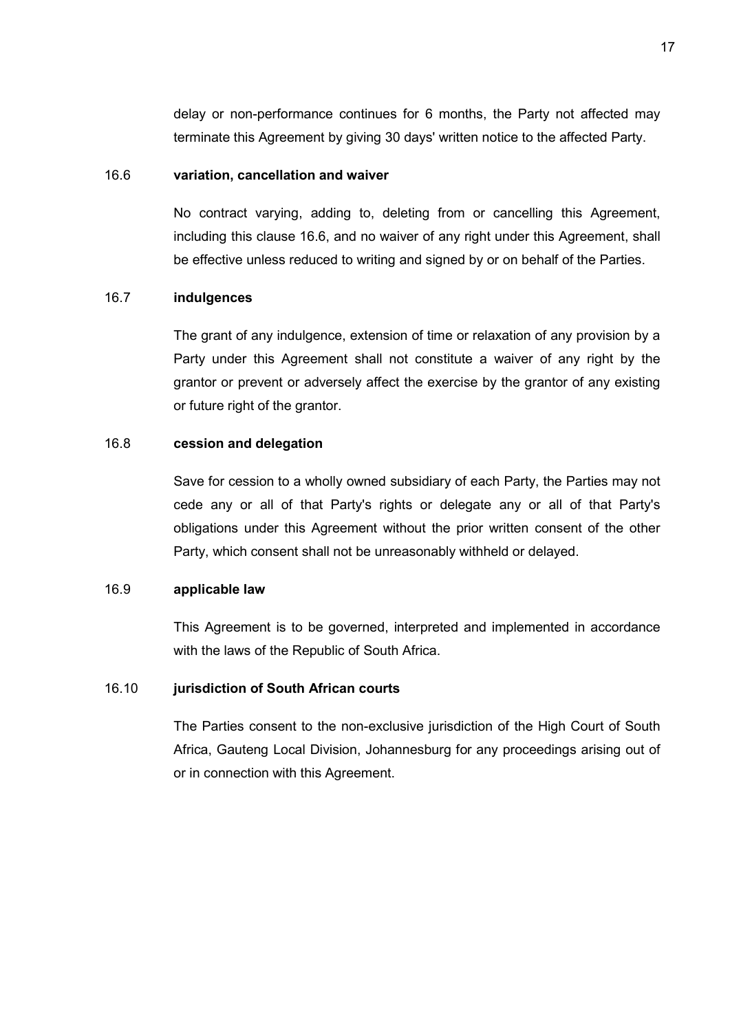delay or non-performance continues for 6 months, the Party not affected may terminate this Agreement by giving 30 days' written notice to the affected Party.

16.6 **variation, cancellation and waiver**

No contract varying, adding to, deleting from or cancelling this Agreement, including this clause 16.6, and no waiver of any right under this Agreement, shall be effective unless reduced to writing and signed by or on behalf of the Parties.

16.7 **indulgences**

The grant of any indulgence, extension of time or relaxation of any provision by a Party under this Agreement shall not constitute a waiver of any right by the grantor or prevent or adversely affect the exercise by the grantor of any existing or future right of the grantor.

16.8 **cession and delegation**

Save for cession to a wholly owned subsidiary of each Party, the Parties may not cede any or all of that Party's rights or delegate any or all of that Party's obligations under this Agreement without the prior written consent of the other Party, which consent shall not be unreasonably withheld or delayed.

16.9 **applicable law**

This Agreement is to be governed, interpreted and implemented in accordance with the laws of the Republic of South Africa.

16.10 **jurisdiction of South African courts**

The Parties consent to the non-exclusive jurisdiction of the High Court of South Africa, Gauteng Local Division, Johannesburg for any proceedings arising out of or in connection with this Agreement.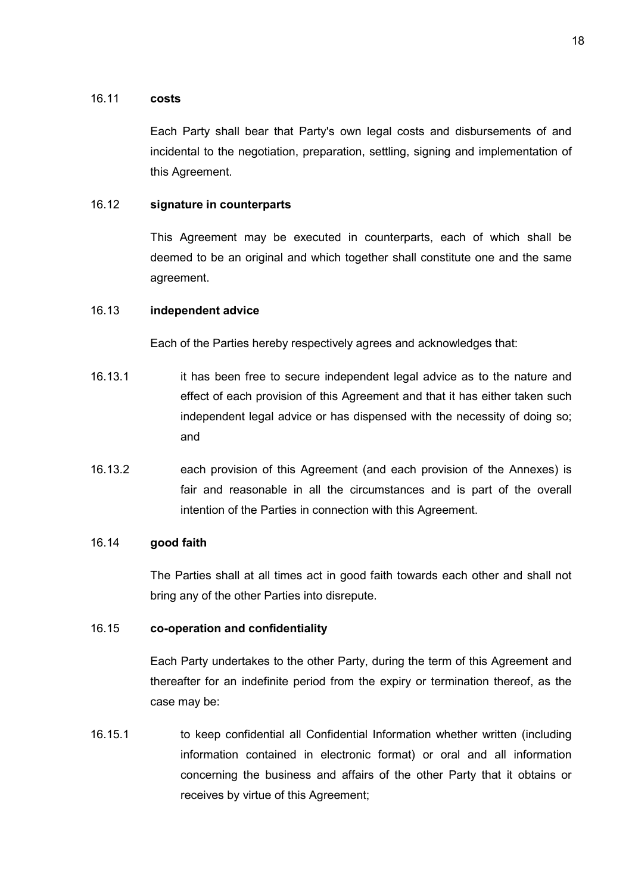16.11 **costs**

Each Party shall bear that Party's own legal costs and disbursements of and incidental to the negotiation, preparation, settling, signing and implementation of this Agreement.

16.12 **signature in counterparts**

This Agreement may be executed in counterparts, each of which shall be deemed to be an original and which together shall constitute one and the same agreement.

16.13 **independent advice**

Each of the Parties hereby respectively agrees and acknowledges that:

16.13.1 it has been free to secure independent legal advice as to the nature and effect of each provision of this Agreement and that it has either taken such independent legal advice or has dispensed with the necessity of doing so; and

16.13.2 each provision of this Agreement (and each provision of the Annexes) is fair and reasonable in all the circumstances and is part of the overall intention of the Parties in connection with this Agreement.

16.14 **good faith**

The Parties shall at all times act in good faith towards each other and shall not bring any of the other Parties into disrepute.

16.15 **co-operation and confidentiality**

Each Party undertakes to the other Party, during the term of this Agreement and thereafter for an indefinite period from the expiry or termination thereof, as the case may be:

16.15.1 to keep confidential all Confidential Information whether written (including information contained in electronic format) or oral and all information concerning the business and affairs of the other Party that it obtains or receives by virtue of this Agreement;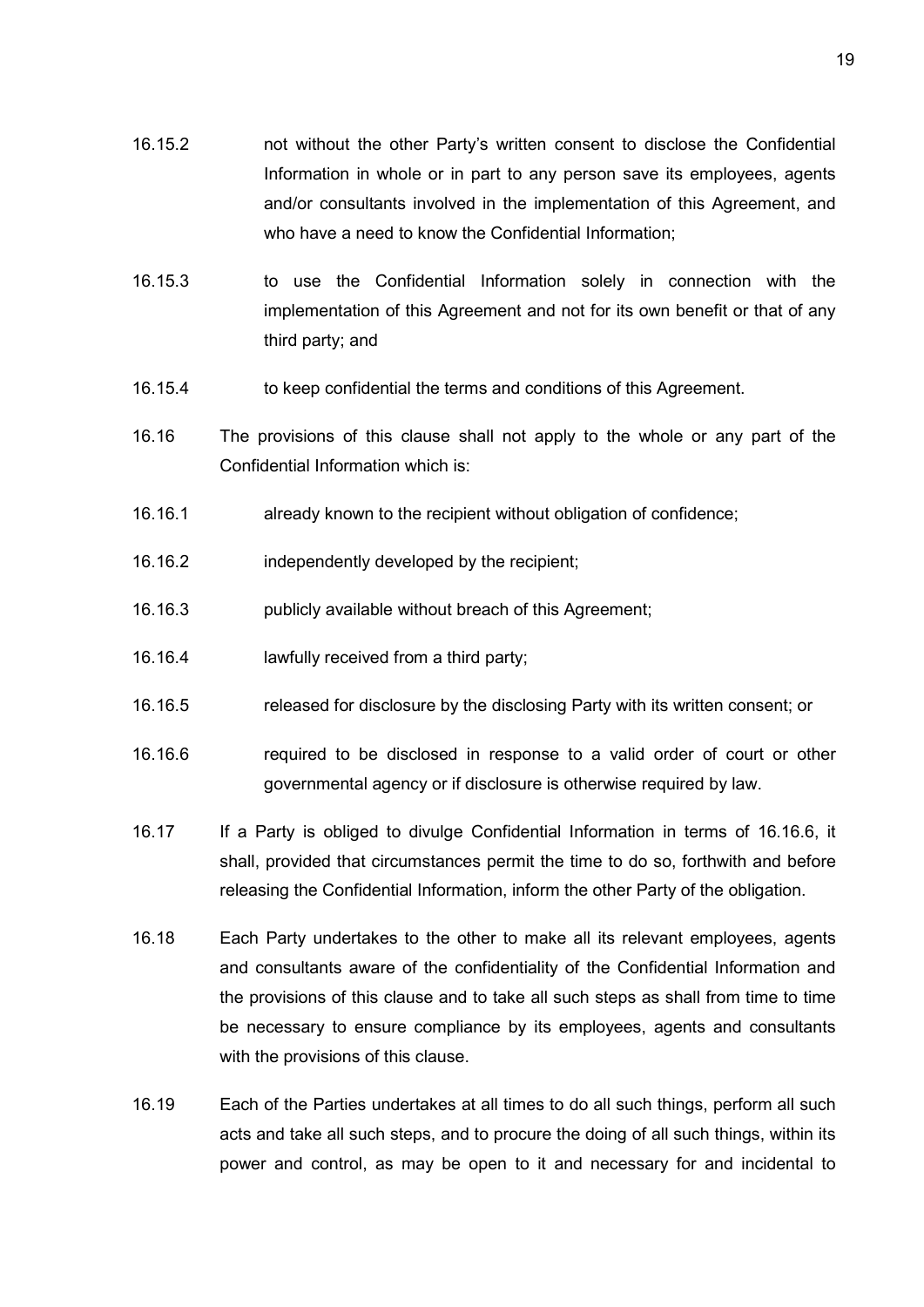16.15.2 not without the other Party's written consent to disclose the Confidential Information in whole or in part to any person save its employees, agents and/or consultants involved in the implementation of this Agreement, and who have a need to know the Confidential Information;

16.15.3 to use the Confidential Information solely in connection with the implementation of this Agreement and not for its own benefit or that of any third party; and

16.15.4 to keep confidential the terms and conditions of this Agreement.

16.16 The provisions of this clause shall not apply to the whole or any part of the Confidential Information which is:

16.16.1 already known to the recipient without obligation of confidence;

16.16.2 independently developed by the recipient;

16.16.3 publicly available without breach of this Agreement;

16.16.4 lawfully received from a third party;

16.16.5 released for disclosure by the disclosing Party with its written consent; or

16.16.6 required to be disclosed in response to a valid order of court or other governmental agency or if disclosure is otherwise required by law.

16.17 If a Party is obliged to divulge Confidential Information in terms of 16.16.6, it shall, provided that circumstances permit the time to do so, forthwith and before releasing the Confidential Information, inform the other Party of the obligation.

16.18 Each Party undertakes to the other to make all its relevant employees, agents and consultants aware of the confidentiality of the Confidential Information and the provisions of this clause and to take all such steps as shall from time to time be necessary to ensure compliance by its employees, agents and consultants with the provisions of this clause.

16.19 Each of the Parties undertakes at all times to do all such things, perform all such acts and take all such steps, and to procure the doing of all such things, within its power and control, as may be open to it and necessary for and incidental to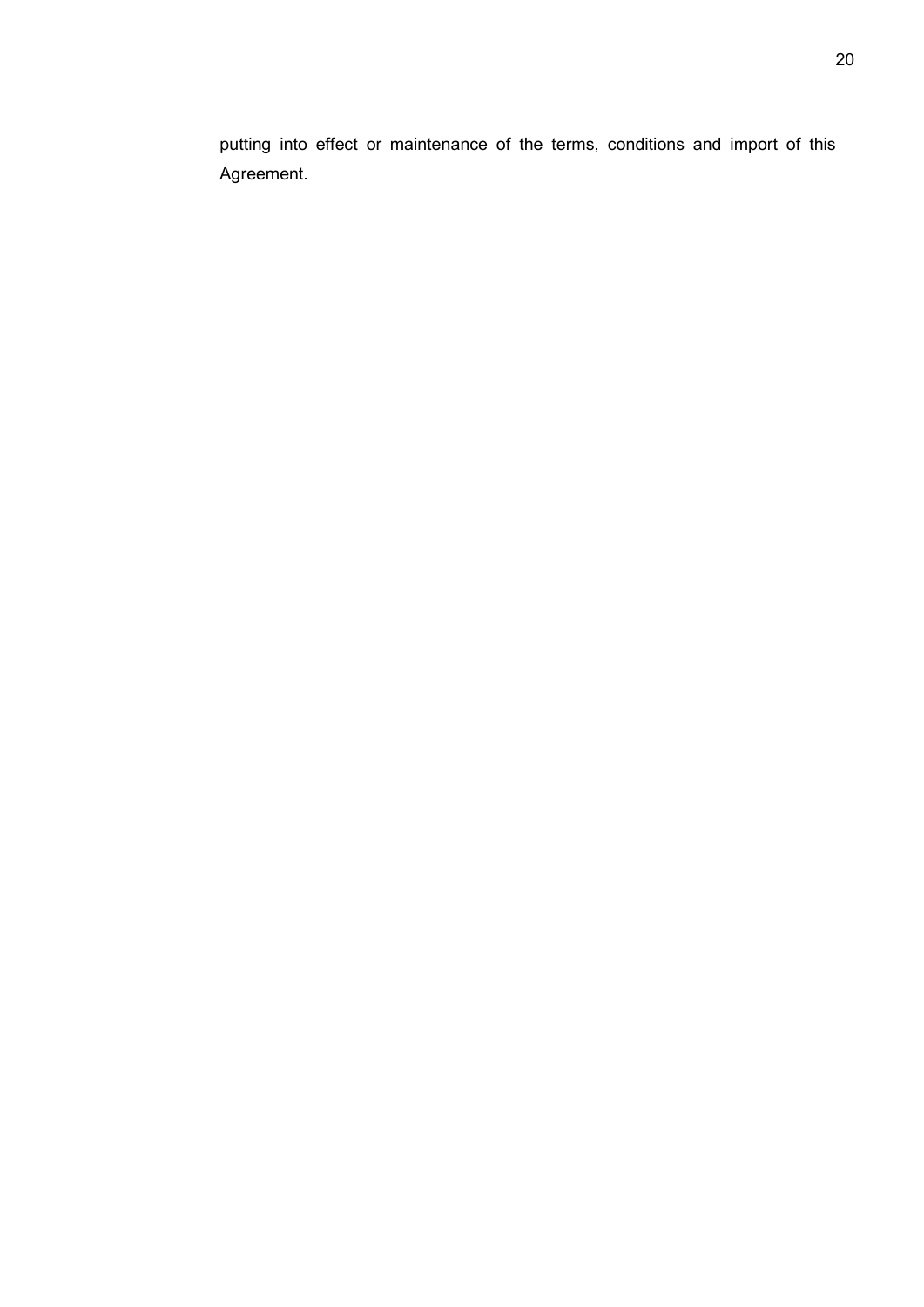putting into effect or maintenance of the terms, conditions and import of this Agreement.